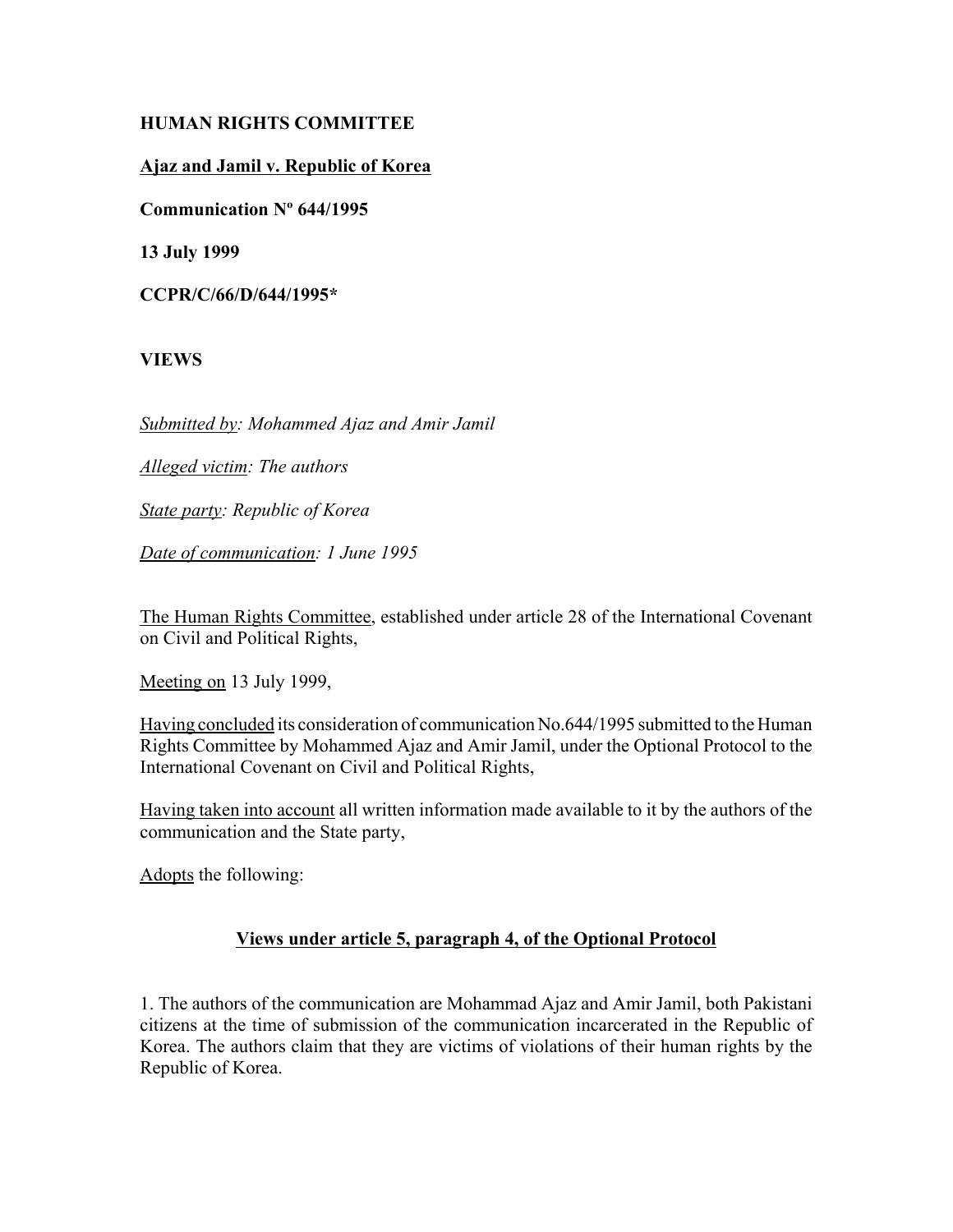**HUMAN RIGHTS COMMITTEE**

**Ajaz and Jamil v. Republic of Korea**

**Communication Nº 644/1995**

**13 July 1999**

**CCPR/C/66/D/644/1995***

**VIEWS**

*Submitted by: Mohammed Ajaz and Amir Jamil*

*Alleged victim: The authors*

*State party: Republic of Korea*

*Date of communication: 1 June 1995*

The Human Rights Committee, established under article 28 of the International Covenant on Civil and Political Rights,

Meeting on 13 July 1999,

Having concluded its consideration of communication No.644/1995 submitted to the Human Rights Committee by Mohammed Ajaz and Amir Jamil, under the Optional Protocol to the International Covenant on Civil and Political Rights,

Having taken into account all written information made available to it by the authors of the communication and the State party,

Adopts the following:

## Views under article 5, paragraph 4, of the Optional Protocol

1. The authors of the communication are Mohammad Ajaz and Amir Jamil, both Pakistani citizens at the time of submission of the communication incarcerated in the Republic of Korea. The authors claim that they are victims of violations of their human rights by the Republic of Korea.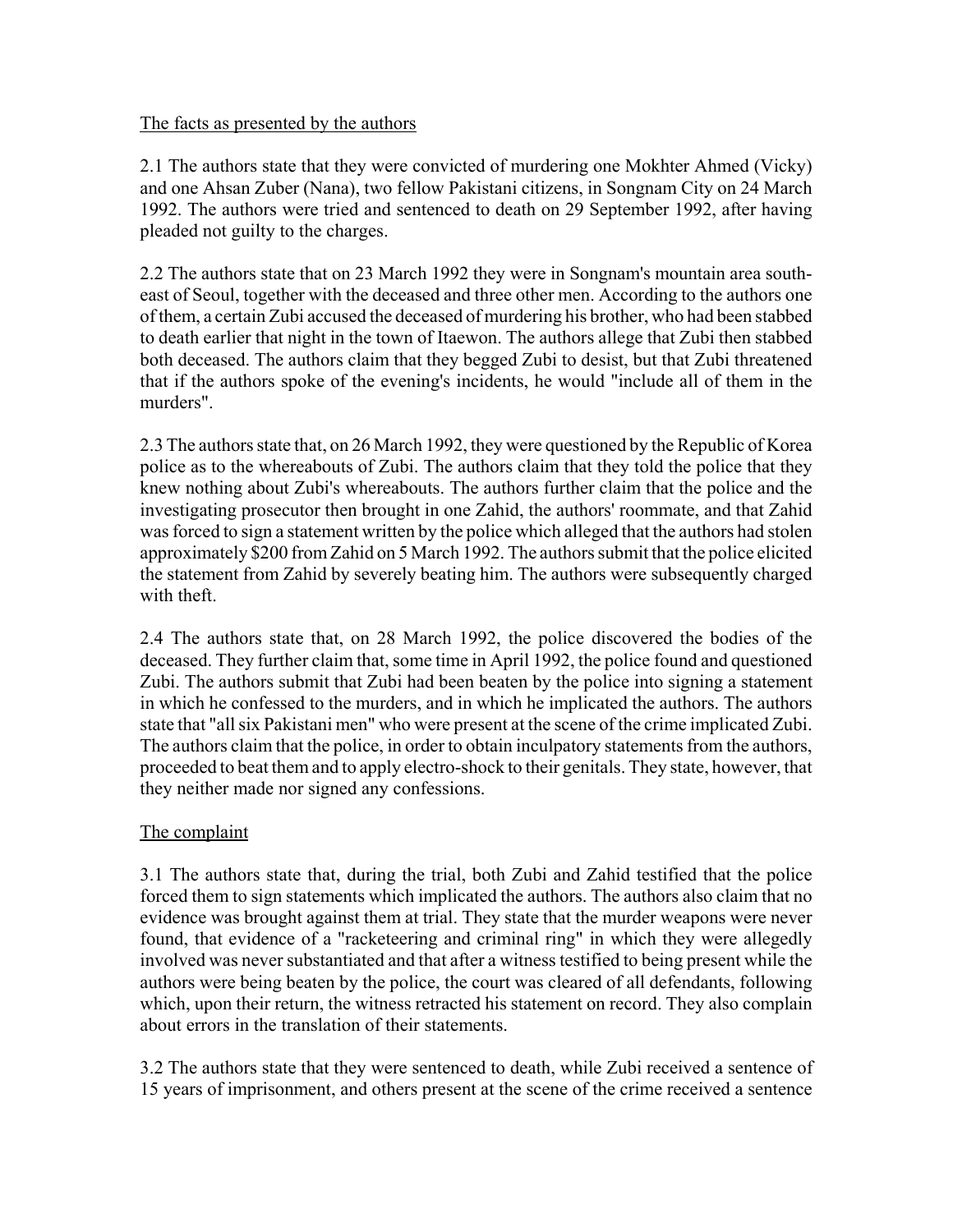The facts as presented by the authors

2.1 The authors state that they were convicted of murdering one Mokhter Ahmed (Vicky) and one Ahsan Zuber (Nana), two fellow Pakistani citizens, in Songnam City on 24 March 1992. The authors were tried and sentenced to death on 29 September 1992, after having pleaded not guilty to the charges.

2.2 The authors state that on 23 March 1992 they were in Songnam's mountain area south-east of Seoul, together with the deceased and three other men. According to the authors one of them, a certain Zubi accused the deceased of murdering his brother, who had been stabbed to death earlier that night in the town of Itaewon. The authors allege that Zubi then stabbed both deceased. The authors claim that they begged Zubi to desist, but that Zubi threatened that if the authors spoke of the evening's incidents, he would "include all of them in the murders".

2.3 The authors state that, on 26 March 1992, they were questioned by the Republic of Korea police as to the whereabouts of Zubi. The authors claim that they told the police that they knew nothing about Zubi's whereabouts. The authors further claim that the police and the investigating prosecutor then brought in one Zahid, the authors' roommate, and that Zahid was forced to sign a statement written by the police which alleged that the authors had stolen approximately $200 from Zahid on 5 March 1992. The authors submit that the police elicited the statement from Zahid by severely beating him. The authors were subsequently charged with theft.

2.4 The authors state that, on 28 March 1992, the police discovered the bodies of the deceased. They further claim that, some time in April 1992, the police found and questioned Zubi. The authors submit that Zubi had been beaten by the police into signing a statement in which he confessed to the murders, and in which he implicated the authors. The authors state that "all six Pakistani men" who were present at the scene of the crime implicated Zubi. The authors claim that the police, in order to obtain inculpatory statements from the authors, proceeded to beat them and to apply electro-shock to their genitals. They state, however, that they neither made nor signed any confessions.

The complaint

3.1 The authors state that, during the trial, both Zubi and Zahid testified that the police forced them to sign statements which implicated the authors. The authors also claim that no evidence was brought against them at trial. They state that the murder weapons were never found, that evidence of a "racketeering and criminal ring" in which they were allegedly involved was never substantiated and that after a witness testified to being present while the authors were being beaten by the police, the court was cleared of all defendants, following which, upon their return, the witness retracted his statement on record. They also complain about errors in the translation of their statements.

3.2 The authors state that they were sentenced to death, while Zubi received a sentence of 15 years of imprisonment, and others present at the scene of the crime received a sentence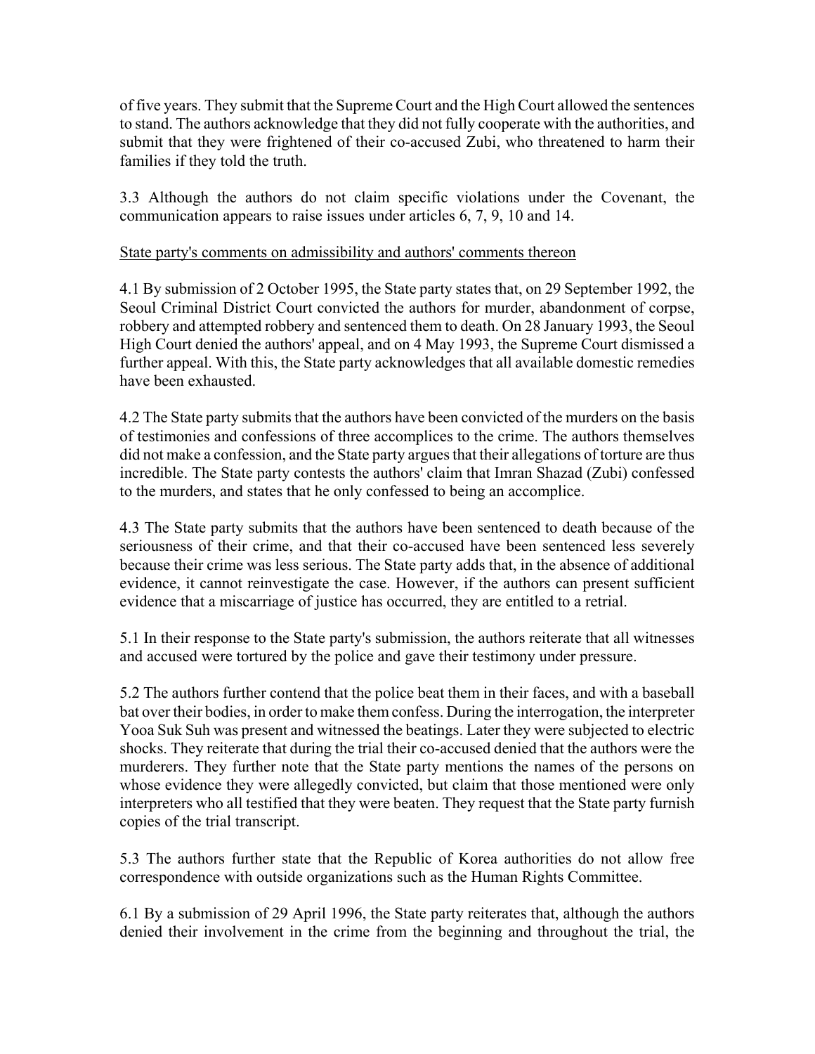of five years. They submit that the Supreme Court and the High Court allowed the sentences to stand. The authors acknowledge that they did not fully cooperate with the authorities, and submit that they were frightened of their co-accused Zubi, who threatened to harm their families if they told the truth.

3.3 Although the authors do not claim specific violations under the Covenant, the communication appears to raise issues under articles 6, 7, 9, 10 and 14.

State party's comments on admissibility and authors' comments thereon

4.1 By submission of 2 October 1995, the State party states that, on 29 September 1992, the Seoul Criminal District Court convicted the authors for murder, abandonment of corpse, robbery and attempted robbery and sentenced them to death. On 28 January 1993, the Seoul High Court denied the authors' appeal, and on 4 May 1993, the Supreme Court dismissed a further appeal. With this, the State party acknowledges that all available domestic remedies have been exhausted.

4.2 The State party submits that the authors have been convicted of the murders on the basis of testimonies and confessions of three accomplices to the crime. The authors themselves did not make a confession, and the State party argues that their allegations of torture are thus incredible. The State party contests the authors' claim that Imran Shazad (Zubi) confessed to the murders, and states that he only confessed to being an accomplice.

4.3 The State party submits that the authors have been sentenced to death because of the seriousness of their crime, and that their co-accused have been sentenced less severely because their crime was less serious. The State party adds that, in the absence of additional evidence, it cannot reinvestigate the case. However, if the authors can present sufficient evidence that a miscarriage of justice has occurred, they are entitled to a retrial.

5.1 In their response to the State party's submission, the authors reiterate that all witnesses and accused were tortured by the police and gave their testimony under pressure.

5.2 The authors further contend that the police beat them in their faces, and with a baseball bat over their bodies, in order to make them confess. During the interrogation, the interpreter Yooa Suk Suh was present and witnessed the beatings. Later they were subjected to electric shocks. They reiterate that during the trial their co-accused denied that the authors were the murderers. They further note that the State party mentions the names of the persons on whose evidence they were allegedly convicted, but claim that those mentioned were only interpreters who all testified that they were beaten. They request that the State party furnish copies of the trial transcript.

5.3 The authors further state that the Republic of Korea authorities do not allow free correspondence with outside organizations such as the Human Rights Committee.

6.1 By a submission of 29 April 1996, the State party reiterates that, although the authors denied their involvement in the crime from the beginning and throughout the trial, the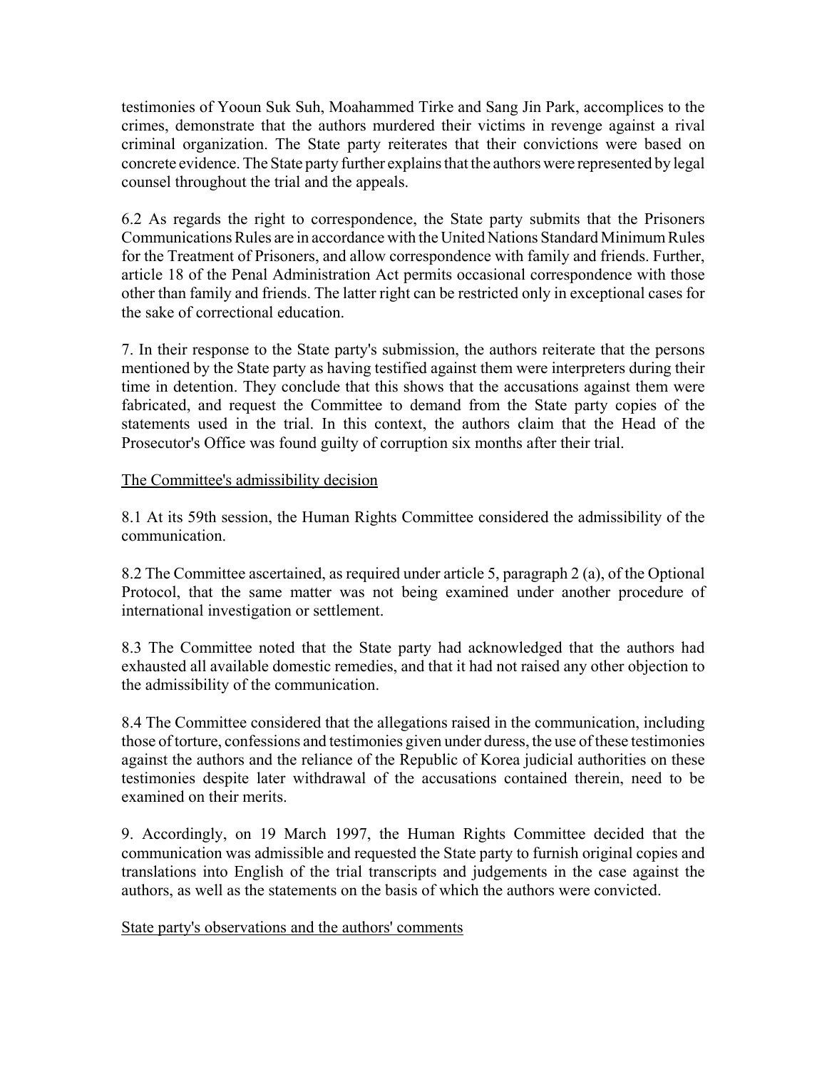testimonies of Yooun Suk Suh, Moahammed Tirke and Sang Jin Park, accomplices to the crimes, demonstrate that the authors murdered their victims in revenge against a rival criminal organization. The State party reiterates that their convictions were based on concrete evidence. The State party further explains that the authors were represented by legal counsel throughout the trial and the appeals.

6.2 As regards the right to correspondence, the State party submits that the Prisoners Communications Rules are in accordance with the United Nations Standard Minimum Rules for the Treatment of Prisoners, and allow correspondence with family and friends. Further, article 18 of the Penal Administration Act permits occasional correspondence with those other than family and friends. The latter right can be restricted only in exceptional cases for the sake of correctional education.

7. In their response to the State party's submission, the authors reiterate that the persons mentioned by the State party as having testified against them were interpreters during their time in detention. They conclude that this shows that the accusations against them were fabricated, and request the Committee to demand from the State party copies of the statements used in the trial. In this context, the authors claim that the Head of the Prosecutor's Office was found guilty of corruption six months after their trial.

The Committee's admissibility decision

8.1 At its 59th session, the Human Rights Committee considered the admissibility of the communication.

8.2 The Committee ascertained, as required under article 5, paragraph 2 (a), of the Optional Protocol, that the same matter was not being examined under another procedure of international investigation or settlement.

8.3 The Committee noted that the State party had acknowledged that the authors had exhausted all available domestic remedies, and that it had not raised any other objection to the admissibility of the communication.

8.4 The Committee considered that the allegations raised in the communication, including those of torture, confessions and testimonies given under duress, the use of these testimonies against the authors and the reliance of the Republic of Korea judicial authorities on these testimonies despite later withdrawal of the accusations contained therein, need to be examined on their merits.

9. Accordingly, on 19 March 1997, the Human Rights Committee decided that the communication was admissible and requested the State party to furnish original copies and translations into English of the trial transcripts and judgements in the case against the authors, as well as the statements on the basis of which the authors were convicted.

State party's observations and the authors' comments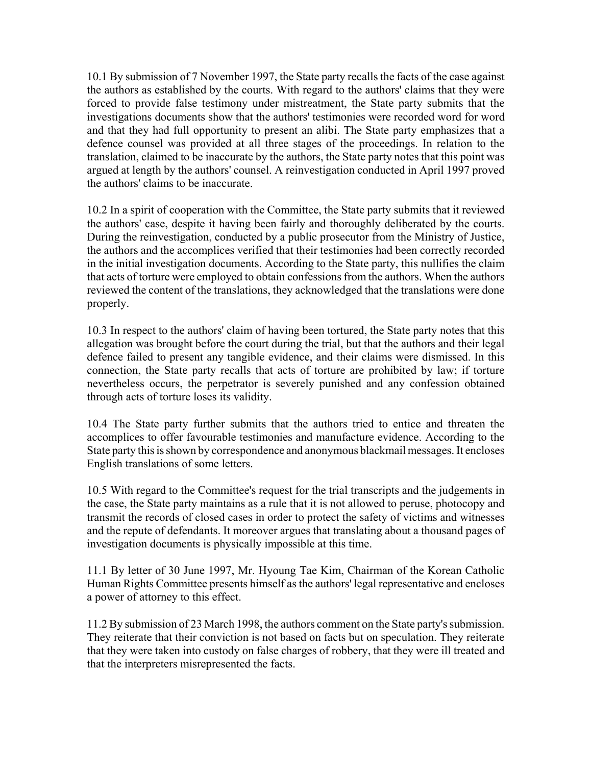10.1 By submission of 7 November 1997, the State party recalls the facts of the case against the authors as established by the courts. With regard to the authors' claims that they were forced to provide false testimony under mistreatment, the State party submits that the investigations documents show that the authors' testimonies were recorded word for word and that they had full opportunity to present an alibi. The State party emphasizes that a defence counsel was provided at all three stages of the proceedings. In relation to the translation, claimed to be inaccurate by the authors, the State party notes that this point was argued at length by the authors' counsel. A reinvestigation conducted in April 1997 proved the authors' claims to be inaccurate.

10.2 In a spirit of cooperation with the Committee, the State party submits that it reviewed the authors' case, despite it having been fairly and thoroughly deliberated by the courts. During the reinvestigation, conducted by a public prosecutor from the Ministry of Justice, the authors and the accomplices verified that their testimonies had been correctly recorded in the initial investigation documents. According to the State party, this nullifies the claim that acts of torture were employed to obtain confessions from the authors. When the authors reviewed the content of the translations, they acknowledged that the translations were done properly.

10.3 In respect to the authors' claim of having been tortured, the State party notes that this allegation was brought before the court during the trial, but that the authors and their legal defence failed to present any tangible evidence, and their claims were dismissed. In this connection, the State party recalls that acts of torture are prohibited by law; if torture nevertheless occurs, the perpetrator is severely punished and any confession obtained through acts of torture loses its validity.

10.4 The State party further submits that the authors tried to entice and threaten the accomplices to offer favourable testimonies and manufacture evidence. According to the State party this is shown by correspondence and anonymous blackmail messages. It encloses English translations of some letters.

10.5 With regard to the Committee's request for the trial transcripts and the judgements in the case, the State party maintains as a rule that it is not allowed to peruse, photocopy and transmit the records of closed cases in order to protect the safety of victims and witnesses and the repute of defendants. It moreover argues that translating about a thousand pages of investigation documents is physically impossible at this time.

11.1 By letter of 30 June 1997, Mr. Hyoung Tae Kim, Chairman of the Korean Catholic Human Rights Committee presents himself as the authors' legal representative and encloses a power of attorney to this effect.

11.2 By submission of 23 March 1998, the authors comment on the State party's submission. They reiterate that their conviction is not based on facts but on speculation. They reiterate that they were taken into custody on false charges of robbery, that they were ill treated and that the interpreters misrepresented the facts.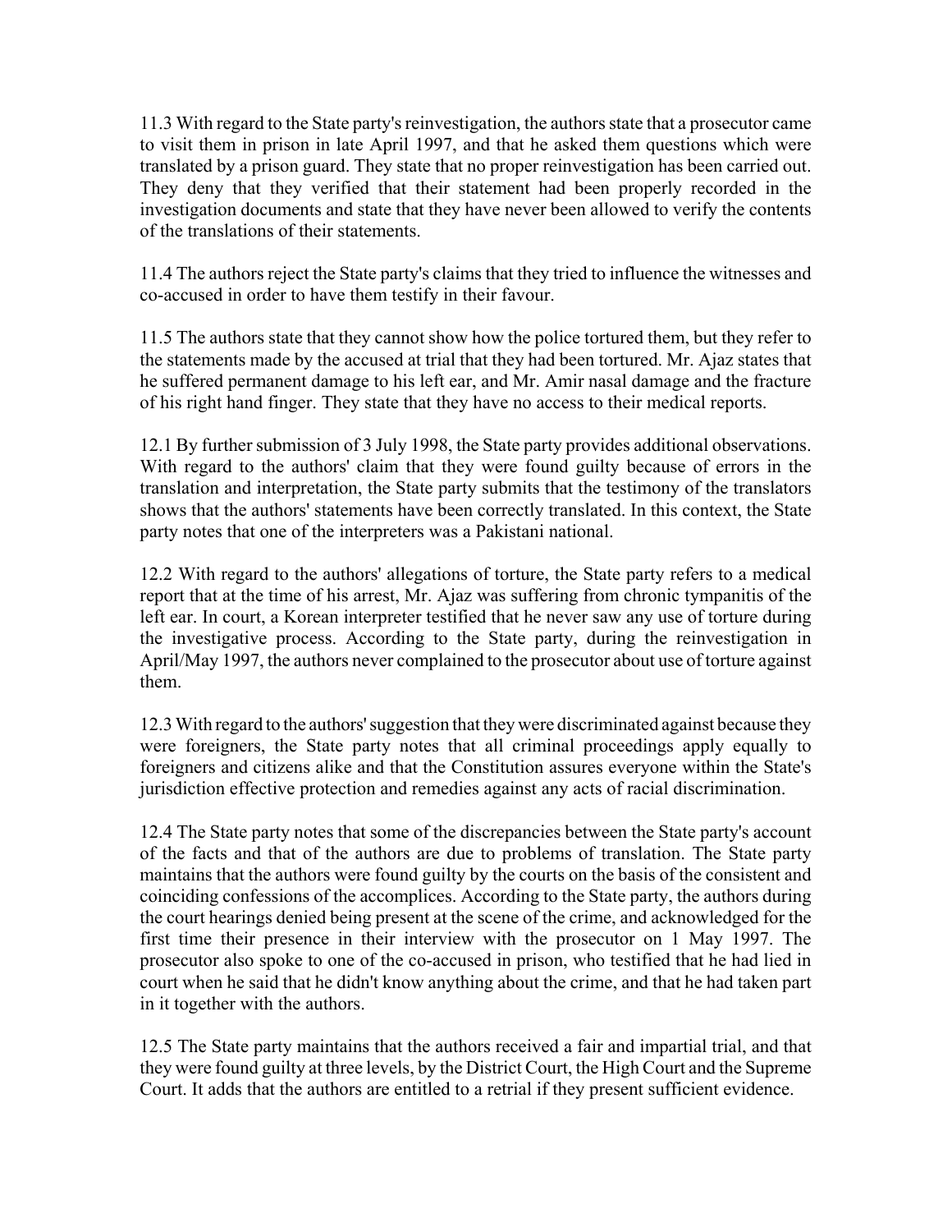11.3 With regard to the State party's reinvestigation, the authors state that a prosecutor came to visit them in prison in late April 1997, and that he asked them questions which were translated by a prison guard. They state that no proper reinvestigation has been carried out. They deny that they verified that their statement had been properly recorded in the investigation documents and state that they have never been allowed to verify the contents of the translations of their statements.

11.4 The authors reject the State party's claims that they tried to influence the witnesses and co-accused in order to have them testify in their favour.

11.5 The authors state that they cannot show how the police tortured them, but they refer to the statements made by the accused at trial that they had been tortured. Mr. Ajaz states that he suffered permanent damage to his left ear, and Mr. Amir nasal damage and the fracture of his right hand finger. They state that they have no access to their medical reports.

12.1 By further submission of 3 July 1998, the State party provides additional observations. With regard to the authors' claim that they were found guilty because of errors in the translation and interpretation, the State party submits that the testimony of the translators shows that the authors' statements have been correctly translated. In this context, the State party notes that one of the interpreters was a Pakistani national.

12.2 With regard to the authors' allegations of torture, the State party refers to a medical report that at the time of his arrest, Mr. Ajaz was suffering from chronic tympanitis of the left ear. In court, a Korean interpreter testified that he never saw any use of torture during the investigative process. According to the State party, during the reinvestigation in April/May 1997, the authors never complained to the prosecutor about use of torture against them.

12.3 With regard to the authors' suggestion that they were discriminated against because they were foreigners, the State party notes that all criminal proceedings apply equally to foreigners and citizens alike and that the Constitution assures everyone within the State's jurisdiction effective protection and remedies against any acts of racial discrimination.

12.4 The State party notes that some of the discrepancies between the State party's account of the facts and that of the authors are due to problems of translation. The State party maintains that the authors were found guilty by the courts on the basis of the consistent and coinciding confessions of the accomplices. According to the State party, the authors during the court hearings denied being present at the scene of the crime, and acknowledged for the first time their presence in their interview with the prosecutor on 1 May 1997. The prosecutor also spoke to one of the co-accused in prison, who testified that he had lied in court when he said that he didn't know anything about the crime, and that he had taken part in it together with the authors.

12.5 The State party maintains that the authors received a fair and impartial trial, and that they were found guilty at three levels, by the District Court, the High Court and the Supreme Court. It adds that the authors are entitled to a retrial if they present sufficient evidence.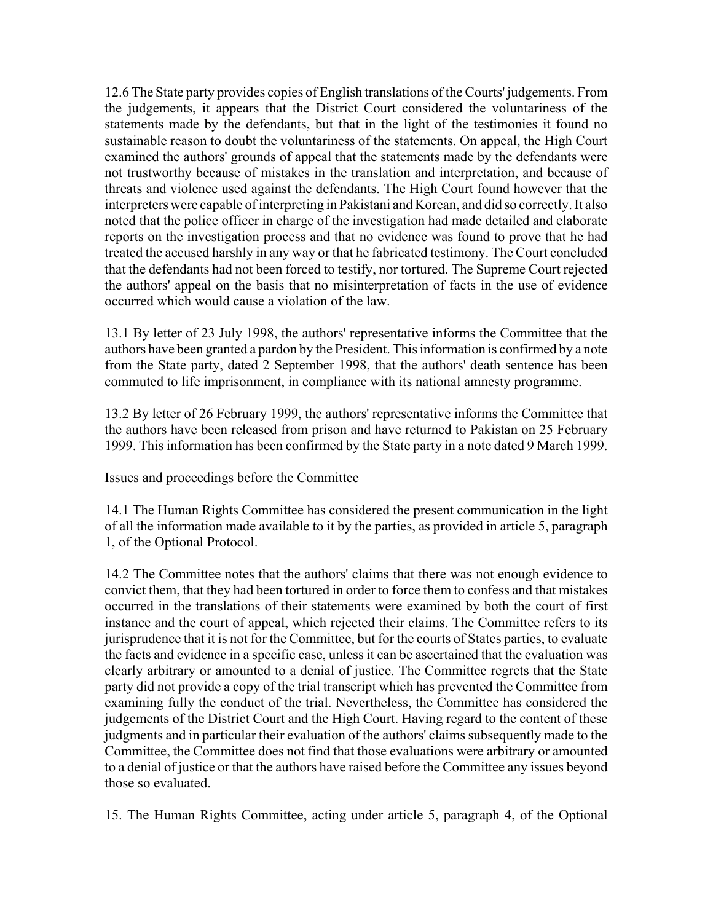12.6 The State party provides copies of English translations of the Courts' judgements. From the judgements, it appears that the District Court considered the voluntariness of the statements made by the defendants, but that in the light of the testimonies it found no sustainable reason to doubt the voluntariness of the statements. On appeal, the High Court examined the authors' grounds of appeal that the statements made by the defendants were not trustworthy because of mistakes in the translation and interpretation, and because of threats and violence used against the defendants. The High Court found however that the interpreters were capable of interpreting in Pakistani and Korean, and did so correctly. It also noted that the police officer in charge of the investigation had made detailed and elaborate reports on the investigation process and that no evidence was found to prove that he had treated the accused harshly in any way or that he fabricated testimony. The Court concluded that the defendants had not been forced to testify, nor tortured. The Supreme Court rejected the authors' appeal on the basis that no misinterpretation of facts in the use of evidence occurred which would cause a violation of the law.

13.1 By letter of 23 July 1998, the authors' representative informs the Committee that the authors have been granted a pardon by the President. This information is confirmed by a note from the State party, dated 2 September 1998, that the authors' death sentence has been commuted to life imprisonment, in compliance with its national amnesty programme.

13.2 By letter of 26 February 1999, the authors' representative informs the Committee that the authors have been released from prison and have returned to Pakistan on 25 February 1999. This information has been confirmed by the State party in a note dated 9 March 1999.

Issues and proceedings before the Committee

14.1 The Human Rights Committee has considered the present communication in the light of all the information made available to it by the parties, as provided in article 5, paragraph 1, of the Optional Protocol.

14.2 The Committee notes that the authors' claims that there was not enough evidence to convict them, that they had been tortured in order to force them to confess and that mistakes occurred in the translations of their statements were examined by both the court of first instance and the court of appeal, which rejected their claims. The Committee refers to its jurisprudence that it is not for the Committee, but for the courts of States parties, to evaluate the facts and evidence in a specific case, unless it can be ascertained that the evaluation was clearly arbitrary or amounted to a denial of justice. The Committee regrets that the State party did not provide a copy of the trial transcript which has prevented the Committee from examining fully the conduct of the trial. Nevertheless, the Committee has considered the judgements of the District Court and the High Court. Having regard to the content of these judgments and in particular their evaluation of the authors' claims subsequently made to the Committee, the Committee does not find that those evaluations were arbitrary or amounted to a denial of justice or that the authors have raised before the Committee any issues beyond those so evaluated.

15. The Human Rights Committee, acting under article 5, paragraph 4, of the Optional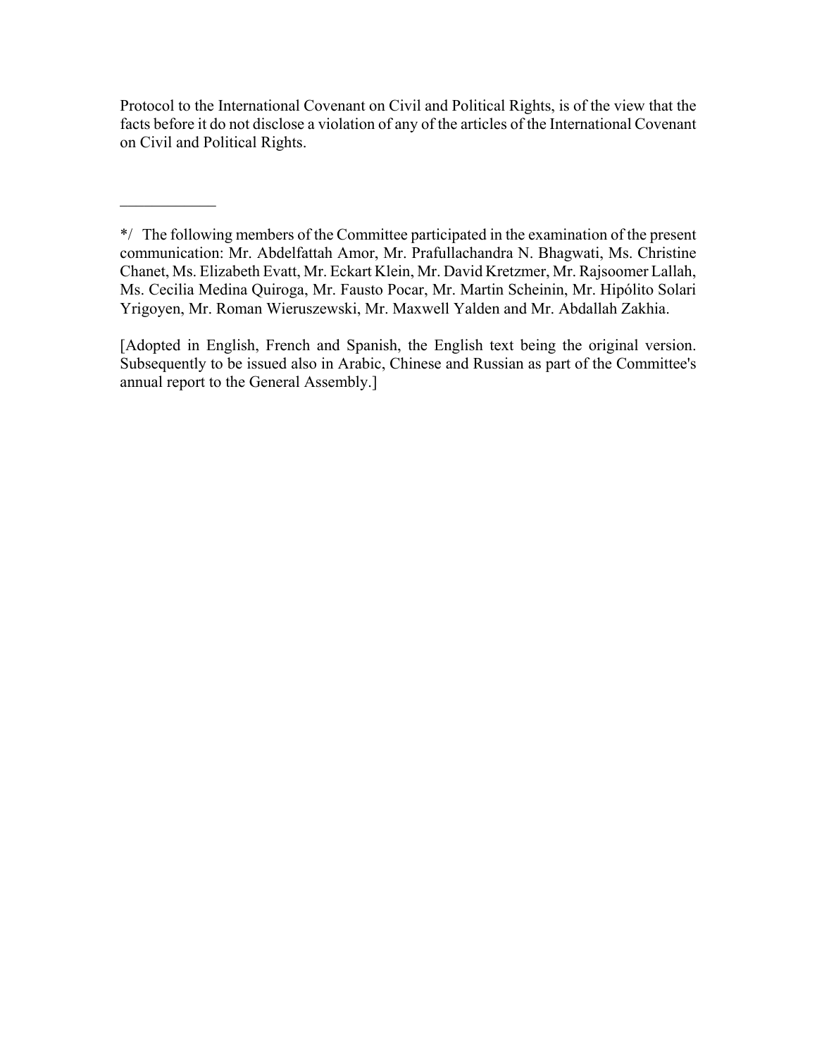Protocol to the International Covenant on Civil and Political Rights, is of the view that the facts before it do not disclose a violation of any of the articles of the International Covenant on Civil and Political Rights.

____________

*/ The following members of the Committee participated in the examination of the present communication: Mr. Abdelfattah Amor, Mr. Prafullachandra N. Bhagwati, Ms. Christine Chanet, Ms. Elizabeth Evatt, Mr. Eckart Klein, Mr. David Kretzmer, Mr. Rajsoomer Lallah, Ms. Cecilia Medina Quiroga, Mr. Fausto Pocar, Mr. Martin Scheinin, Mr. Hipólito Solari Yrigoyen, Mr. Roman Wieruszewski, Mr. Maxwell Yalden and Mr. Abdallah Zakhia.

[Adopted in English, French and Spanish, the English text being the original version. Subsequently to be issued also in Arabic, Chinese and Russian as part of the Committee's annual report to the General Assembly.]